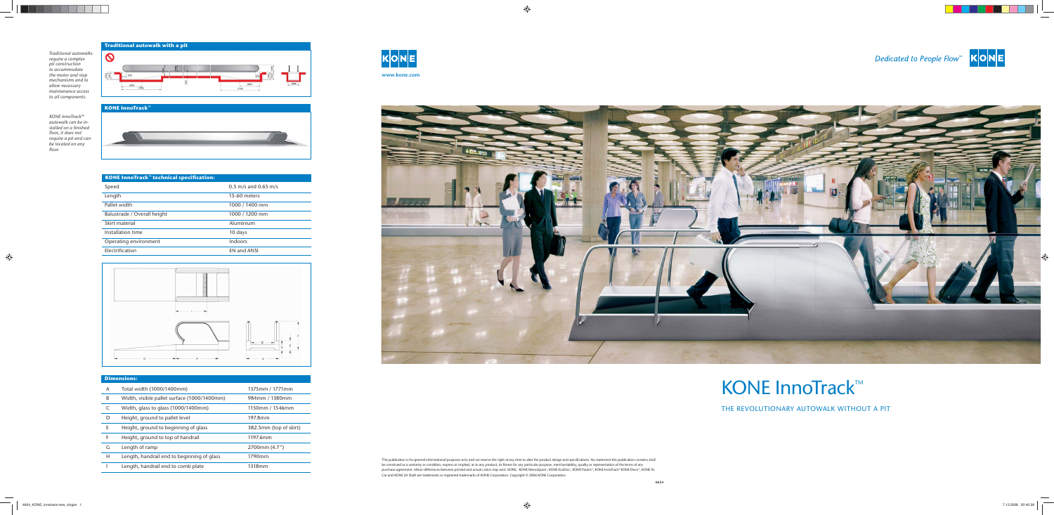*Traditional autowalks require a complex pit construction to accommodate the motor and step mechanisms and to allow necessary maintenance access to all components.*

**Traditional autowalk with a pit**

*KONE InnoTrack™ autowalk can be installed on a finished floor, it does not require a pit and can be located on any floor.*

**KONE InnoTrack™**

| KONE InnoTrack™ technical specification: | |
|---|---|
| Speed | 0.5 m/s and 0.65 m/s |
| Length | 15-60 meters |
| Pallet width | 1000 / 1400 mm |
| Balustrade / Overall height | 1000 / 1200 mm |
| Skirt material | Aluminium |
| Installation time | 10 days |
| Operating environment | Indoors |
| Electrification | EN and ANSI |

| Dimensions: | | |
|---|---|---|
| A | Total width (1000/1400mm) | 1375mm / 1771mm |
| B | Width, visible pallet surface (1000/1400mm) | 984mm / 1380mm |
| C | Width, glass to glass (1000/1400mm) | 1150mm / 1546mm |
| D | Height, ground to pallet level | 197.8mm |
| E | Height, ground to beginning of glass | 382.5mm (top of skirt) |
| F | Height, ground to top of handrail | 1197.6mm |
| G | Length of ramp | 2700mm (4.7°) |
| H | Length, handrail end to beginning of glass | 1790mm |
| I | Length, handrail end to comb plate | 1318mm |

KONE

www.kone.com

*Dedicated to People Flow™* KONE

# KONE InnoTrack™

## THE REVOLUTIONARY AUTOWALK WITHOUT A PIT

This publication is for general informational purposes only and we reserve the right at any time to alter the product design and specifications. No statement this publication contains shall be construed as a warranty or condition, express or implied, as to any product, its fitness for any particular purpose, merchantability, quality or representation of the terms of any purchase agreement. Minor differences between printed and actual colors may exist. KONE, KONE MonoSpace®, KONE EcoDisc®, KONE Polaris®, KONE InnoTrack™ KONE Deco™, KONE XL Car and KONE LH Shaft are trademarks or registered trademarks of KONE Corporation. Copyright © 2006 KONE Corporation.

4654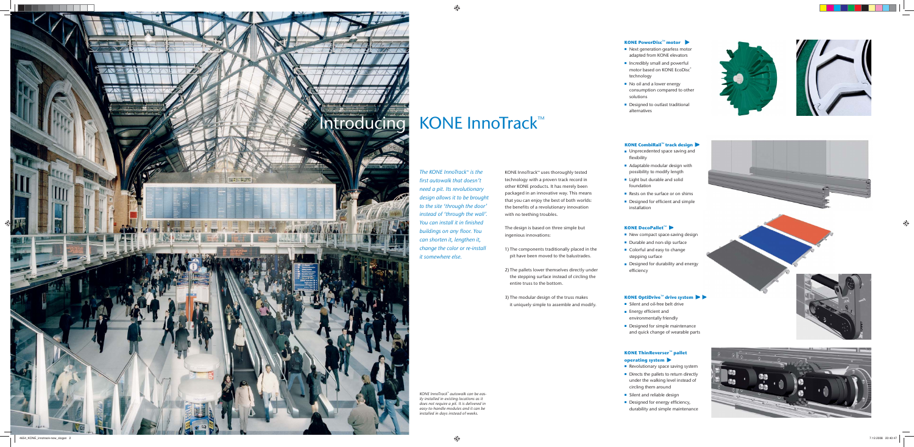# Introducing KONE InnoTrack™

*The KONE InnoTrack™ is the first autowalk that doesn't need a pit. Its revolutionary design allows it to be brought to the site 'through the door' instead of 'through the wall'. You can install it in finished buildings on any floor. You can shorten it, lengthen it, change the color or re-install it somewhere else.*

KONE InnoTrack™ uses thoroughly tested technology with a proven track record in other KONE products. It has merely been packaged in an innovative way. This means that you can enjoy the best of both worlds: the benefits of a revolutionary innovation with no teething troubles.

The design is based on three simple but ingenious innovations:

1) The components traditionally placed in the pit have been moved to the balustrades.

2) The pallets lower themselves directly under the stepping surface instead of circling the entire truss to the bottom.

3) The modular design of the truss makes it uniquely simple to assemble and modify.

*KONE InnoTrack™ autowalk can be easily installed in existing locations as it does not require a pit. It is delivered in easy-to-handle modules and it can be installed in days instead of weeks.*

### KONE PowerDisc™ motor

- Next generation gearless motor adapted from KONE elevators
- Incredibly small and powerful motor based on KONE EcoDisc® technology
- No oil and a lower energy consumption compared to other solutions
- Designed to outlast traditional alternatives

### KONE CombiRail™ track design

- Unprecedented space saving and flexibility
- Adaptable modular design with possibility to modify length
- Light but durable and solid foundation
- Rests on the surface or on shims
- Designed for efficient and simple installation

### KONE DecoPallet™

- New compact space-saving design
- Durable and non-slip surface
- Colorful and easy to change stepping surface
- Designed for durability and energy efficiency

### KONE OptiDrive™ drive system

- Silent and oil-free belt drive
- Energy efficient and environmentally friendly
- Designed for simple maintenance and quick change of wearable parts

### KONE ThinReverser™ pallet operating system

- Revolutionary space saving system
- Directs the pallets to return directly under the walking level instead of circling them around
- Silent and reliable design
- Designed for energy efficiency, durability and simple maintenance